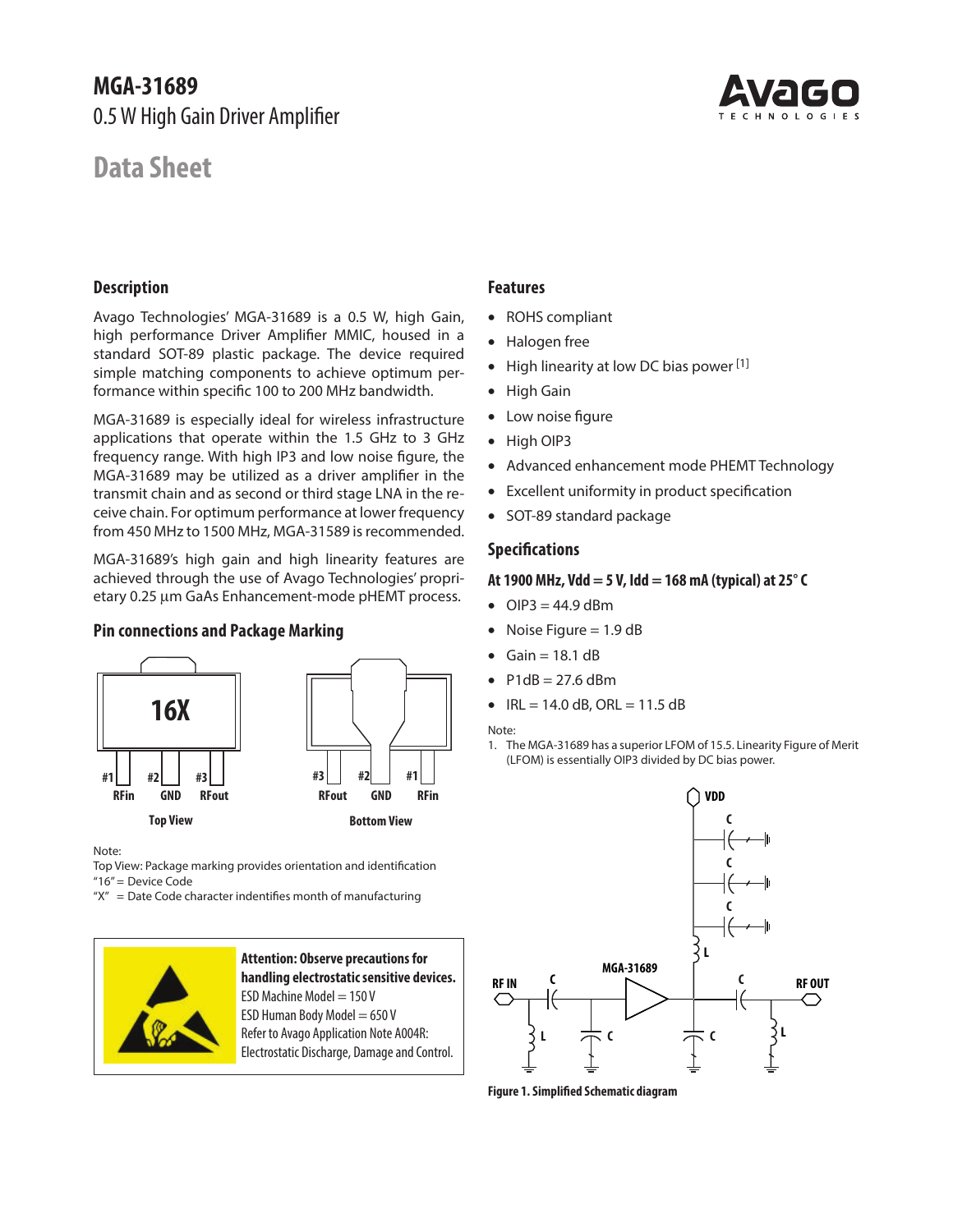# MGA-31689

0.5 W High Gain Driver Amplifier

## Data Sheet

## Description

Avago Technologies' MGA-31689 is a 0.5 W, high Gain, high performance Driver Amplifier MMIC, housed in a standard SOT-89 plastic package. The device required simple matching components to achieve optimum performance within specific 100 to 200 MHz bandwidth.

MGA-31689 is especially ideal for wireless infrastructure applications that operate within the 1.5 GHz to 3 GHz frequency range. With high IP3 and low noise figure, the MGA-31689 may be utilized as a driver amplifier in the transmit chain and as second or third stage LNA in the receive chain. For optimum performance at lower frequency from 450 MHz to 1500 MHz, MGA-31589 is recommended.

MGA-31689's high gain and high linearity features are achieved through the use of Avago Technologies' proprietary 0.25 μm GaAs Enhancement-mode pHEMT process.

## Pin connections and Package Marking

16X

#1 RFin, #2 GND, #3 RFout — Top View

#3 RFout, #2 GND, #1 RFin — Bottom View

Note:
Top View: Package marking provides orientation and identification
"16" = Device Code
"X" = Date Code character indentifies month of manufacturing

**Attention: Observe precautions for handling electrostatic sensitive devices.**
ESD Machine Model = 150 V
ESD Human Body Model = 650 V
Refer to Avago Application Note A004R:
Electrostatic Discharge, Damage and Control.

## Features

- ROHS compliant
- Halogen free
- High linearity at low DC bias power [1]
- High Gain
- Low noise figure
- High OIP3
- Advanced enhancement mode PHEMT Technology
- Excellent uniformity in product specification
- SOT-89 standard package

## Specifications

**At 1900 MHz, Vdd = 5 V, Idd = 168 mA (typical) at 25° C**

- OIP3 = 44.9 dBm
- Noise Figure = 1.9 dB
- Gain = 18.1 dB
- P1dB = 27.6 dBm
- IRL = 14.0 dB, ORL = 11.5 dB

Note:
1. The MGA-31689 has a superior LFOM of 15.5. Linearity Figure of Merit (LFOM) is essentially OIP3 divided by DC bias power.

**Figure 1. Simplified Schematic diagram**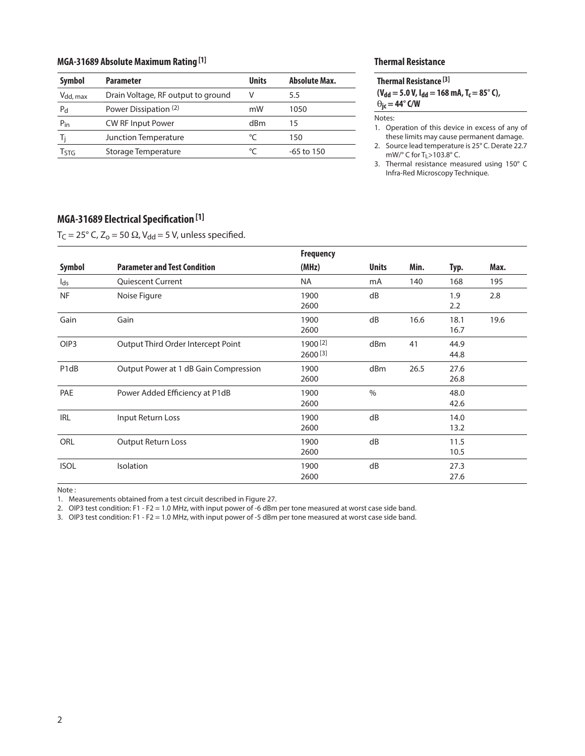## MGA-31689 Absolute Maximum Rating [1]

| Symbol | Parameter | Units | Absolute Max. |
| --- | --- | --- | --- |
| $V_{dd,\,max}$ | Drain Voltage, RF output to ground | V | 5.5 |
| $P_d$ | Power Dissipation (2) | mW | 1050 |
| $P_{in}$ | CW RF Input Power | dBm | 15 |
| $T_j$ | Junction Temperature | °C | 150 |
| $T_{STG}$ | Storage Temperature | °C | -65 to 150 |

## Thermal Resistance

**Thermal Resistance [3]**
**($V_{dd}$ = 5.0 V, $I_{dd}$ = 168 mA, $T_c$ = 85° C),**
**$\theta_{jc}$ = 44° C/W**

Notes:

1. Operation of this device in excess of any of these limits may cause permanent damage.
2. Source lead temperature is 25° C. Derate 22.7 mW/° C for $T_L$>103.8° C.
3. Thermal resistance measured using 150° C Infra-Red Microscopy Technique.

## MGA-31689 Electrical Specification [1]

$T_C$ = 25° C, $Z_o$ = 50 Ω, $V_{dd}$ = 5 V, unless specified.

| Symbol | Parameter and Test Condition | Frequency (MHz) | Units | Min. | Typ. | Max. |
| --- | --- | --- | --- | --- | --- | --- |
| $I_{ds}$ | Quiescent Current | NA | mA | 140 | 168 | 195 |
| NF | Noise Figure | 1900<br>2600 | dB | | 1.9<br>2.2 | 2.8 |
| Gain | Gain | 1900<br>2600 | dB | 16.6 | 18.1<br>16.7 | 19.6 |
| OIP3 | Output Third Order Intercept Point | 1900 [2]<br>2600 [3] | dBm | 41 | 44.9<br>44.8 | |
| P1dB | Output Power at 1 dB Gain Compression | 1900<br>2600 | dBm | 26.5 | 27.6<br>26.8 | |
| PAE | Power Added Efficiency at P1dB | 1900<br>2600 | % | | 48.0<br>42.6 | |
| IRL | Input Return Loss | 1900<br>2600 | dB | | 14.0<br>13.2 | |
| ORL | Output Return Loss | 1900<br>2600 | dB | | 11.5<br>10.5 | |
| ISOL | Isolation | 1900<br>2600 | dB | | 27.3<br>27.6 | |

Note :

1. Measurements obtained from a test circuit described in Figure 27.
2. OIP3 test condition: F1 - F2 = 1.0 MHz, with input power of -6 dBm per tone measured at worst case side band.
3. OIP3 test condition: F1 - F2 = 1.0 MHz, with input power of -5 dBm per tone measured at worst case side band.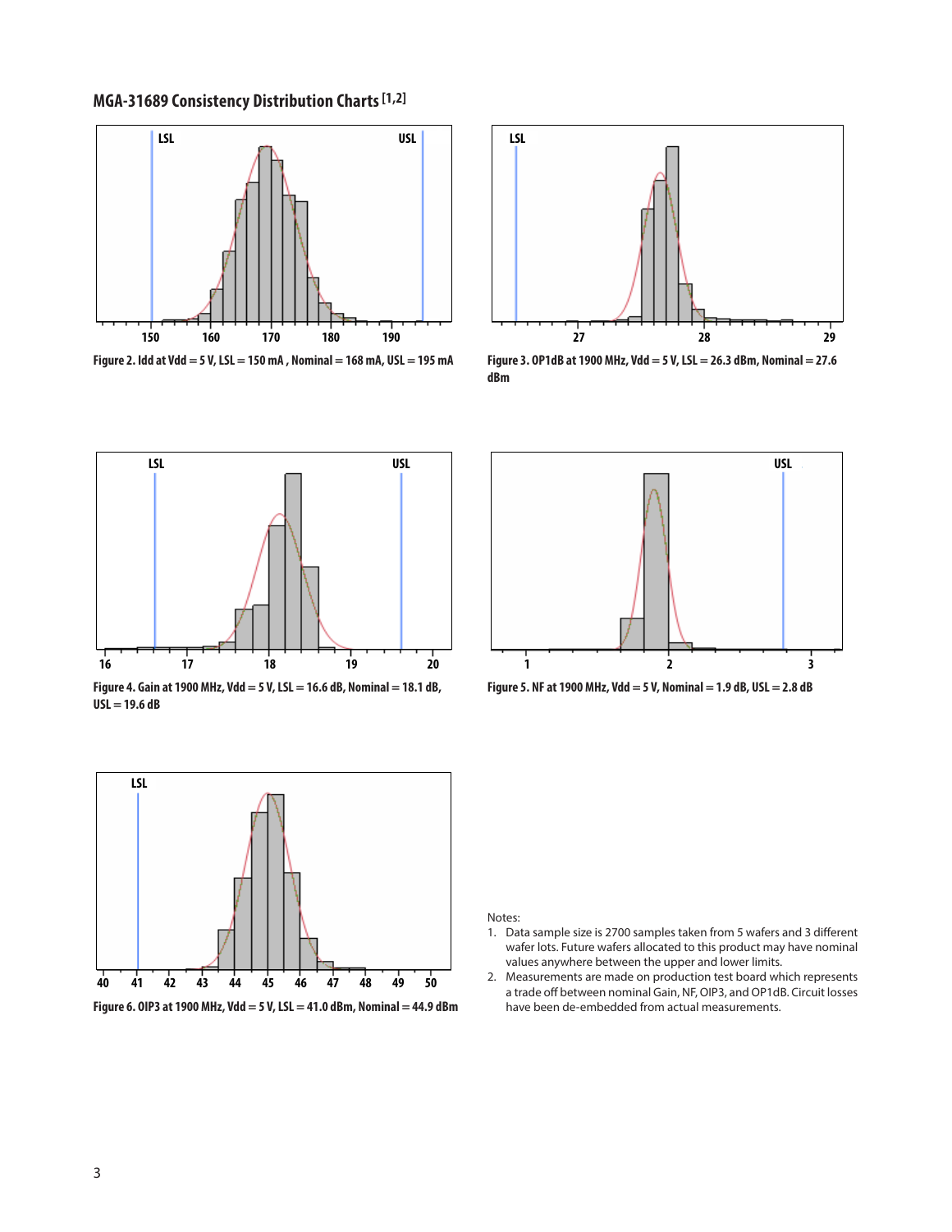## MGA-31689 Consistency Distribution Charts [1,2]

Figure 2. Idd at Vdd = 5 V, LSL = 150 mA , Nominal = 168 mA, USL = 195 mA

Figure 3. OP1dB at 1900 MHz, Vdd = 5 V, LSL = 26.3 dBm, Nominal = 27.6 dBm

Figure 4. Gain at 1900 MHz, Vdd = 5 V, LSL = 16.6 dB, Nominal = 18.1 dB, USL = 19.6 dB

Figure 5. NF at 1900 MHz, Vdd = 5 V, Nominal = 1.9 dB, USL = 2.8 dB

Figure 6. OIP3 at 1900 MHz, Vdd = 5 V, LSL = 41.0 dBm, Nominal = 44.9 dBm

Notes:

1. Data sample size is 2700 samples taken from 5 wafers and 3 different wafer lots. Future wafers allocated to this product may have nominal values anywhere between the upper and lower limits.
2. Measurements are made on production test board which represents a trade off between nominal Gain, NF, OIP3, and OP1dB. Circuit losses have been de-embedded from actual measurements.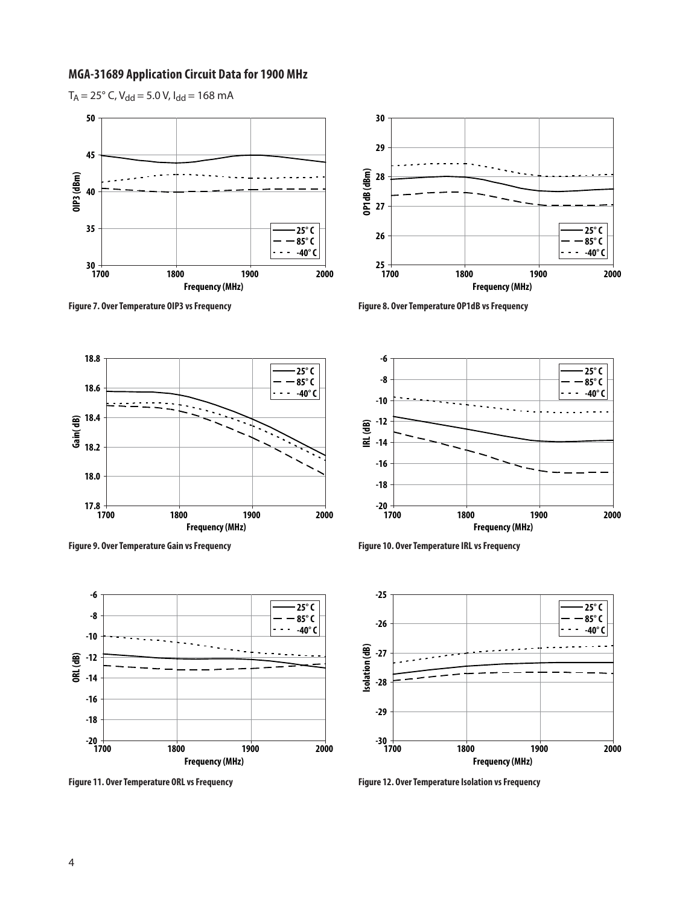## MGA-31689 Application Circuit Data for 1900 MHz

$T_A = 25°$ C, $V_{dd} = 5.0$ V, $I_{dd} = 168$ mA

Figure 7. Over Temperature OIP3 vs Frequency

Figure 8. Over Temperature OP1dB vs Frequency

Figure 9. Over Temperature Gain vs Frequency

Figure 10. Over Temperature IRL vs Frequency

Figure 11. Over Temperature ORL vs Frequency

Figure 12. Over Temperature Isolation vs Frequency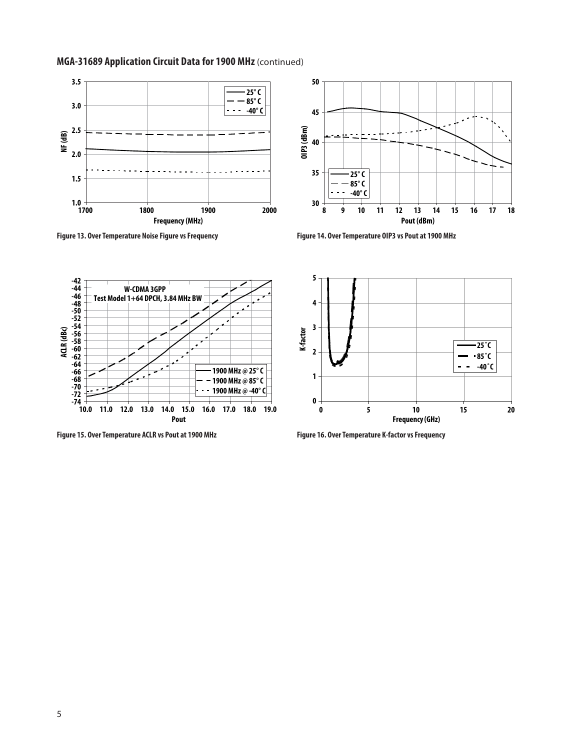## MGA-31689 Application Circuit Data for 1900 MHz (continued)

Figure 13. Over Temperature Noise Figure vs Frequency

Figure 14. Over Temperature OIP3 vs Pout at 1900 MHz

Figure 15. Over Temperature ACLR vs Pout at 1900 MHz

Figure 16. Over Temperature K-factor vs Frequency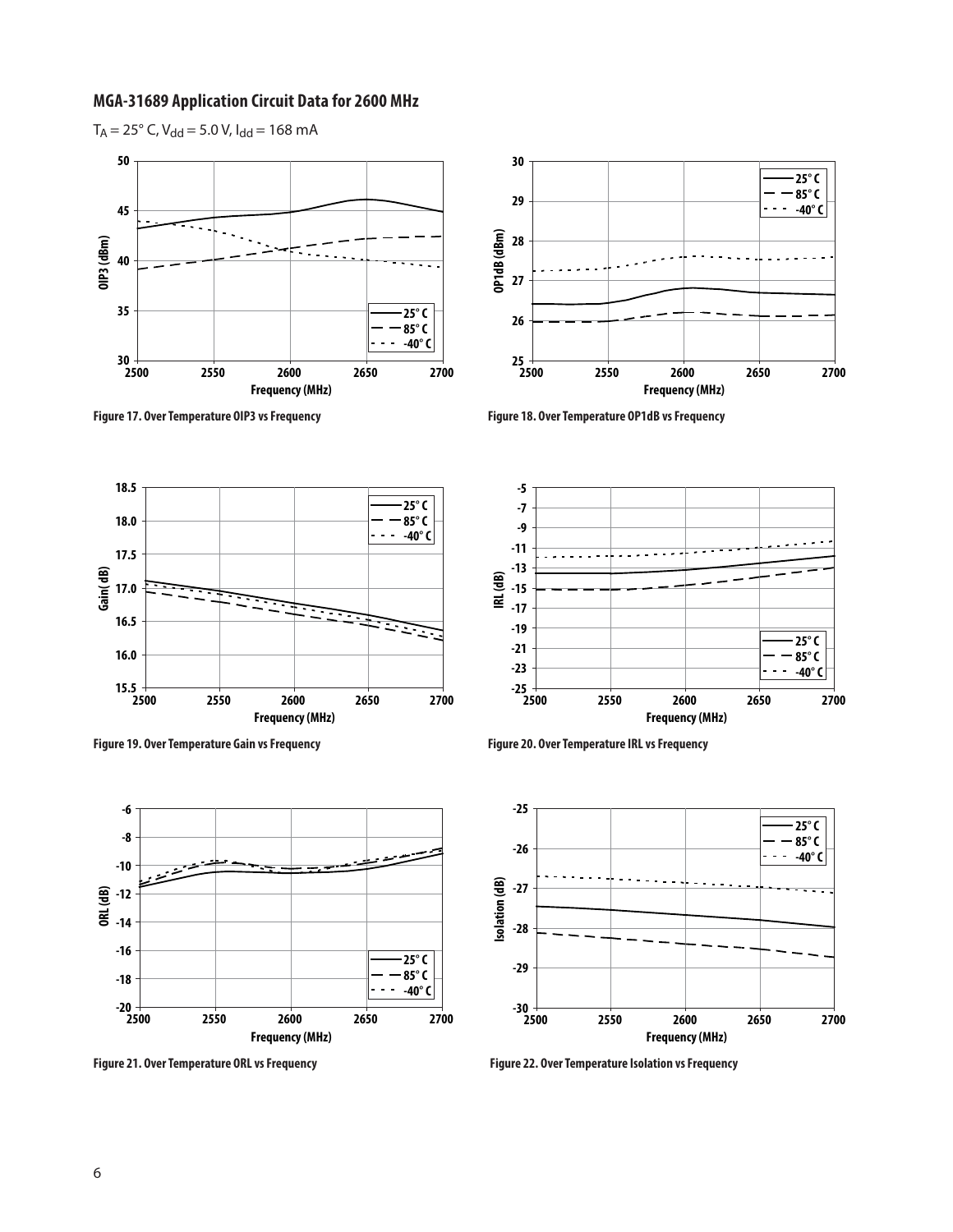## MGA-31689 Application Circuit Data for 2600 MHz

$T_A = 25°$ C, $V_{dd} = 5.0$ V, $I_{dd} = 168$ mA

Figure 17. Over Temperature OIP3 vs Frequency

Figure 18. Over Temperature OP1dB vs Frequency

Figure 19. Over Temperature Gain vs Frequency

Figure 20. Over Temperature IRL vs Frequency

Figure 21. Over Temperature ORL vs Frequency

Figure 22. Over Temperature Isolation vs Frequency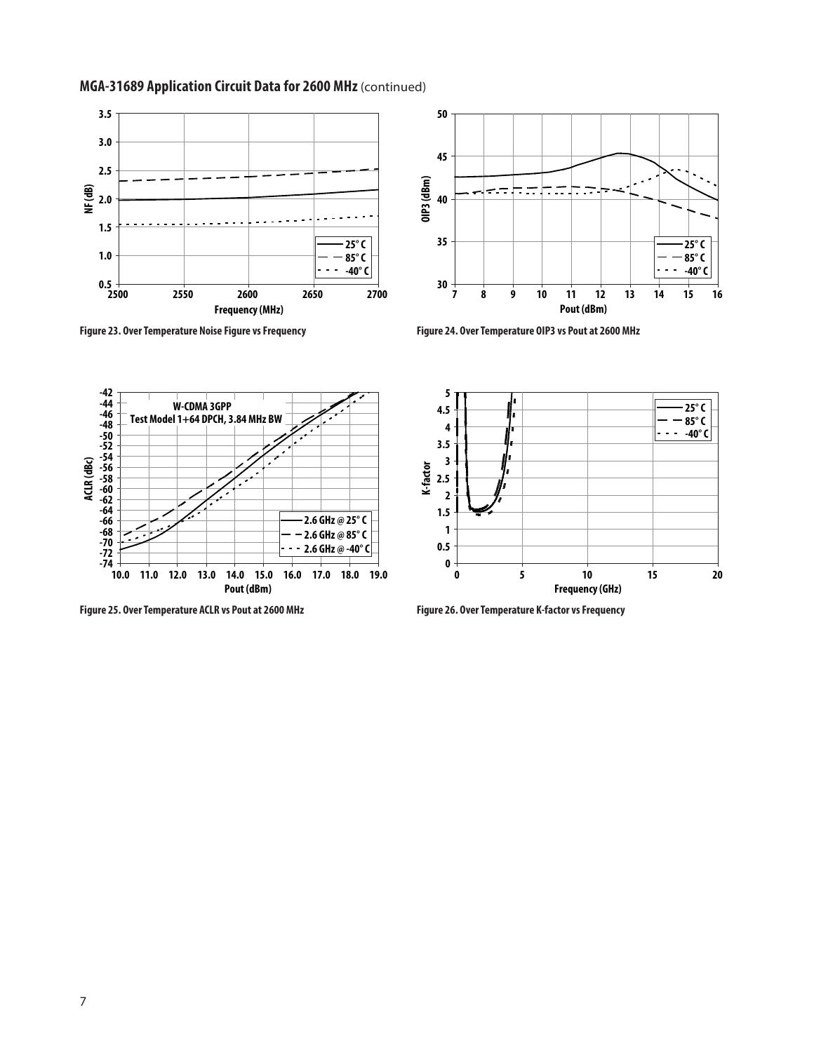## MGA-31689 Application Circuit Data for 2600 MHz (continued)

Figure 23. Over Temperature Noise Figure vs Frequency

Figure 24. Over Temperature OIP3 vs Pout at 2600 MHz

Figure 25. Over Temperature ACLR vs Pout at 2600 MHz

Figure 26. Over Temperature K-factor vs Frequency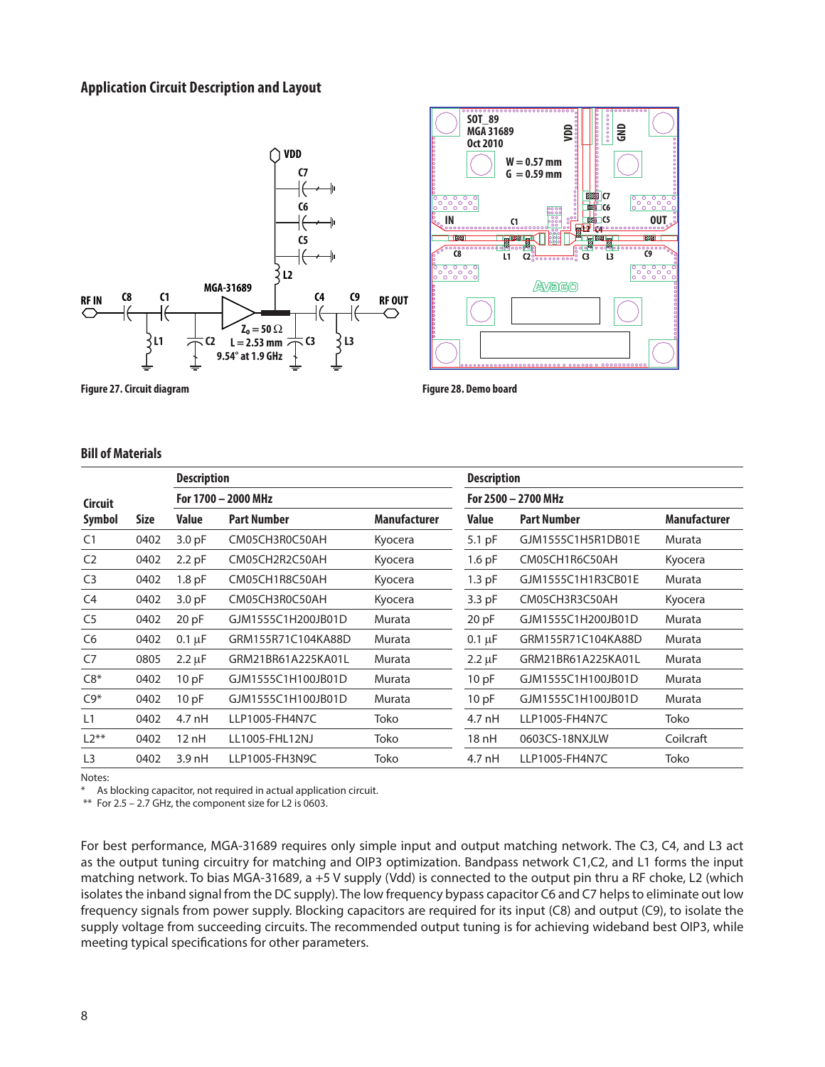## Application Circuit Description and Layout

Figure 27. Circuit diagram

Figure 28. Demo board

### Bill of Materials

| Circuit Symbol | Size | Description For 1700 – 2000 MHz Value | Part Number | Manufacturer | Description For 2500 – 2700 MHz Value | Part Number | Manufacturer |
|---|---|---|---|---|---|---|---|
| C1 | 0402 | 3.0 pF | CM05CH3R0C50AH | Kyocera | 5.1 pF | GJM1555C1H5R1DB01E | Murata |
| C2 | 0402 | 2.2 pF | CM05CH2R2C50AH | Kyocera | 1.6 pF | CM05CH1R6C50AH | Kyocera |
| C3 | 0402 | 1.8 pF | CM05CH1R8C50AH | Kyocera | 1.3 pF | GJM1555C1H1R3CB01E | Murata |
| C4 | 0402 | 3.0 pF | CM05CH3R0C50AH | Kyocera | 3.3 pF | CM05CH3R3C50AH | Kyocera |
| C5 | 0402 | 20 pF | GJM1555C1H200JB01D | Murata | 20 pF | GJM1555C1H200JB01D | Murata |
| C6 | 0402 | 0.1 µF | GRM155R71C104KA88D | Murata | 0.1 µF | GRM155R71C104KA88D | Murata |
| C7 | 0805 | 2.2 µF | GRM21BR61A225KA01L | Murata | 2.2 µF | GRM21BR61A225KA01L | Murata |
| C8* | 0402 | 10 pF | GJM1555C1H100JB01D | Murata | 10 pF | GJM1555C1H100JB01D | Murata |
| C9* | 0402 | 10 pF | GJM1555C1H100JB01D | Murata | 10 pF | GJM1555C1H100JB01D | Murata |
| L1 | 0402 | 4.7 nH | LLP1005-FH4N7C | Toko | 4.7 nH | LLP1005-FH4N7C | Toko |
| L2** | 0402 | 12 nH | LL1005-FHL12NJ | Toko | 18 nH | 0603CS-18NXJLW | Coilcraft |
| L3 | 0402 | 3.9 nH | LLP1005-FH3N9C | Toko | 4.7 nH | LLP1005-FH4N7C | Toko |

Notes:

\* As blocking capacitor, not required in actual application circuit.

\*\* For 2.5 – 2.7 GHz, the component size for L2 is 0603.

For best performance, MGA-31689 requires only simple input and output matching network. The C3, C4, and L3 act as the output tuning circuitry for matching and OIP3 optimization. Bandpass network C1,C2, and L1 forms the input matching network. To bias MGA-31689, a +5 V supply (Vdd) is connected to the output pin thru a RF choke, L2 (which isolates the inband signal from the DC supply). The low frequency bypass capacitor C6 and C7 helps to eliminate out low frequency signals from power supply. Blocking capacitors are required for its input (C8) and output (C9), to isolate the supply voltage from succeeding circuits. The recommended output tuning is for achieving wideband best OIP3, while meeting typical specifications for other parameters.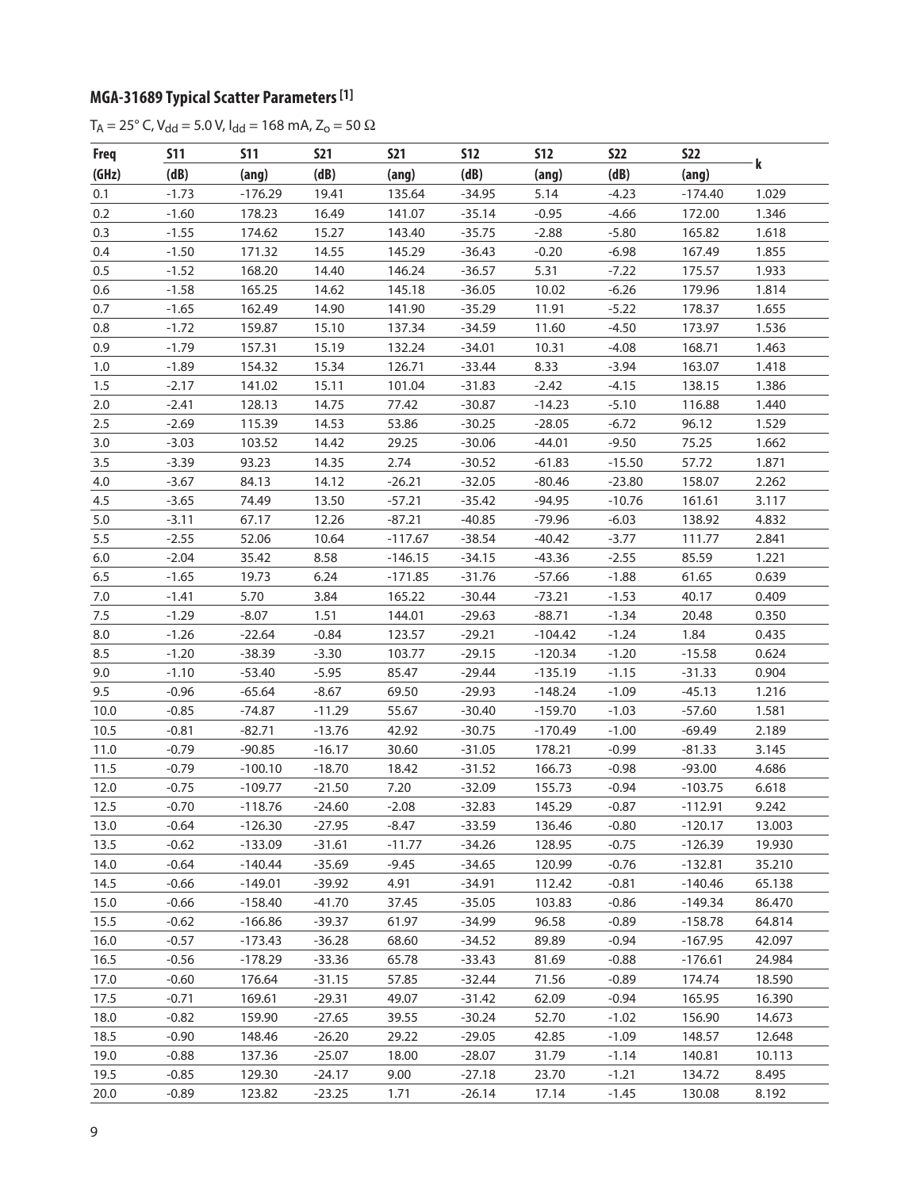## MGA-31689 Typical Scatter Parameters [1]

$T_A = 25°$ C, $V_{dd} = 5.0$ V, $I_{dd} = 168$ mA, $Z_o = 50\ \Omega$

| Freq (GHz) | S11 (dB) | S11 (ang) | S21 (dB) | S21 (ang) | S12 (dB) | S12 (ang) | S22 (dB) | S22 (ang) | k |
|---|---|---|---|---|---|---|---|---|---|
| 0.1 | -1.73 | -176.29 | 19.41 | 135.64 | -34.95 | 5.14 | -4.23 | -174.40 | 1.029 |
| 0.2 | -1.60 | 178.23 | 16.49 | 141.07 | -35.14 | -0.95 | -4.66 | 172.00 | 1.346 |
| 0.3 | -1.55 | 174.62 | 15.27 | 143.40 | -35.75 | -2.88 | -5.80 | 165.82 | 1.618 |
| 0.4 | -1.50 | 171.32 | 14.55 | 145.29 | -36.43 | -0.20 | -6.98 | 167.49 | 1.855 |
| 0.5 | -1.52 | 168.20 | 14.40 | 146.24 | -36.57 | 5.31 | -7.22 | 175.57 | 1.933 |
| 0.6 | -1.58 | 165.25 | 14.62 | 145.18 | -36.05 | 10.02 | -6.26 | 179.96 | 1.814 |
| 0.7 | -1.65 | 162.49 | 14.90 | 141.90 | -35.29 | 11.91 | -5.22 | 178.37 | 1.655 |
| 0.8 | -1.72 | 159.87 | 15.10 | 137.34 | -34.59 | 11.60 | -4.50 | 173.97 | 1.536 |
| 0.9 | -1.79 | 157.31 | 15.19 | 132.24 | -34.01 | 10.31 | -4.08 | 168.71 | 1.463 |
| 1.0 | -1.89 | 154.32 | 15.34 | 126.71 | -33.44 | 8.33 | -3.94 | 163.07 | 1.418 |
| 1.5 | -2.17 | 141.02 | 15.11 | 101.04 | -31.83 | -2.42 | -4.15 | 138.15 | 1.386 |
| 2.0 | -2.41 | 128.13 | 14.75 | 77.42 | -30.87 | -14.23 | -5.10 | 116.88 | 1.440 |
| 2.5 | -2.69 | 115.39 | 14.53 | 53.86 | -30.25 | -28.05 | -6.72 | 96.12 | 1.529 |
| 3.0 | -3.03 | 103.52 | 14.42 | 29.25 | -30.06 | -44.01 | -9.50 | 75.25 | 1.662 |
| 3.5 | -3.39 | 93.23 | 14.35 | 2.74 | -30.52 | -61.83 | -15.50 | 57.72 | 1.871 |
| 4.0 | -3.67 | 84.13 | 14.12 | -26.21 | -32.05 | -80.46 | -23.80 | 158.07 | 2.262 |
| 4.5 | -3.65 | 74.49 | 13.50 | -57.21 | -35.42 | -94.95 | -10.76 | 161.61 | 3.117 |
| 5.0 | -3.11 | 67.17 | 12.26 | -87.21 | -40.85 | -79.96 | -6.03 | 138.92 | 4.832 |
| 5.5 | -2.55 | 52.06 | 10.64 | -117.67 | -38.54 | -40.42 | -3.77 | 111.77 | 2.841 |
| 6.0 | -2.04 | 35.42 | 8.58 | -146.15 | -34.15 | -43.36 | -2.55 | 85.59 | 1.221 |
| 6.5 | -1.65 | 19.73 | 6.24 | -171.85 | -31.76 | -57.66 | -1.88 | 61.65 | 0.639 |
| 7.0 | -1.41 | 5.70 | 3.84 | 165.22 | -30.44 | -73.21 | -1.53 | 40.17 | 0.409 |
| 7.5 | -1.29 | -8.07 | 1.51 | 144.01 | -29.63 | -88.71 | -1.34 | 20.48 | 0.350 |
| 8.0 | -1.26 | -22.64 | -0.84 | 123.57 | -29.21 | -104.42 | -1.24 | 1.84 | 0.435 |
| 8.5 | -1.20 | -38.39 | -3.30 | 103.77 | -29.15 | -120.34 | -1.20 | -15.58 | 0.624 |
| 9.0 | -1.10 | -53.40 | -5.95 | 85.47 | -29.44 | -135.19 | -1.15 | -31.33 | 0.904 |
| 9.5 | -0.96 | -65.64 | -8.67 | 69.50 | -29.93 | -148.24 | -1.09 | -45.13 | 1.216 |
| 10.0 | -0.85 | -74.87 | -11.29 | 55.67 | -30.40 | -159.70 | -1.03 | -57.60 | 1.581 |
| 10.5 | -0.81 | -82.71 | -13.76 | 42.92 | -30.75 | -170.49 | -1.00 | -69.49 | 2.189 |
| 11.0 | -0.79 | -90.85 | -16.17 | 30.60 | -31.05 | 178.21 | -0.99 | -81.33 | 3.145 |
| 11.5 | -0.79 | -100.10 | -18.70 | 18.42 | -31.52 | 166.73 | -0.98 | -93.00 | 4.686 |
| 12.0 | -0.75 | -109.77 | -21.50 | 7.20 | -32.09 | 155.73 | -0.94 | -103.75 | 6.618 |
| 12.5 | -0.70 | -118.76 | -24.60 | -2.08 | -32.83 | 145.29 | -0.87 | -112.91 | 9.242 |
| 13.0 | -0.64 | -126.30 | -27.95 | -8.47 | -33.59 | 136.46 | -0.80 | -120.17 | 13.003 |
| 13.5 | -0.62 | -133.09 | -31.61 | -11.77 | -34.26 | 128.95 | -0.75 | -126.39 | 19.930 |
| 14.0 | -0.64 | -140.44 | -35.69 | -9.45 | -34.65 | 120.99 | -0.76 | -132.81 | 35.210 |
| 14.5 | -0.66 | -149.01 | -39.92 | 4.91 | -34.91 | 112.42 | -0.81 | -140.46 | 65.138 |
| 15.0 | -0.66 | -158.40 | -41.70 | 37.45 | -35.05 | 103.83 | -0.86 | -149.34 | 86.470 |
| 15.5 | -0.62 | -166.86 | -39.37 | 61.97 | -34.99 | 96.58 | -0.89 | -158.78 | 64.814 |
| 16.0 | -0.57 | -173.43 | -36.28 | 68.60 | -34.52 | 89.89 | -0.94 | -167.95 | 42.097 |
| 16.5 | -0.56 | -178.29 | -33.36 | 65.78 | -33.43 | 81.69 | -0.88 | -176.61 | 24.984 |
| 17.0 | -0.60 | 176.64 | -31.15 | 57.85 | -32.44 | 71.56 | -0.89 | 174.74 | 18.590 |
| 17.5 | -0.71 | 169.61 | -29.31 | 49.07 | -31.42 | 62.09 | -0.94 | 165.95 | 16.390 |
| 18.0 | -0.82 | 159.90 | -27.65 | 39.55 | -30.24 | 52.70 | -1.02 | 156.90 | 14.673 |
| 18.5 | -0.90 | 148.46 | -26.20 | 29.22 | -29.05 | 42.85 | -1.09 | 148.57 | 12.648 |
| 19.0 | -0.88 | 137.36 | -25.07 | 18.00 | -28.07 | 31.79 | -1.14 | 140.81 | 10.113 |
| 19.5 | -0.85 | 129.30 | -24.17 | 9.00 | -27.18 | 23.70 | -1.21 | 134.72 | 8.495 |
| 20.0 | -0.89 | 123.82 | -23.25 | 1.71 | -26.14 | 17.14 | -1.45 | 130.08 | 8.192 |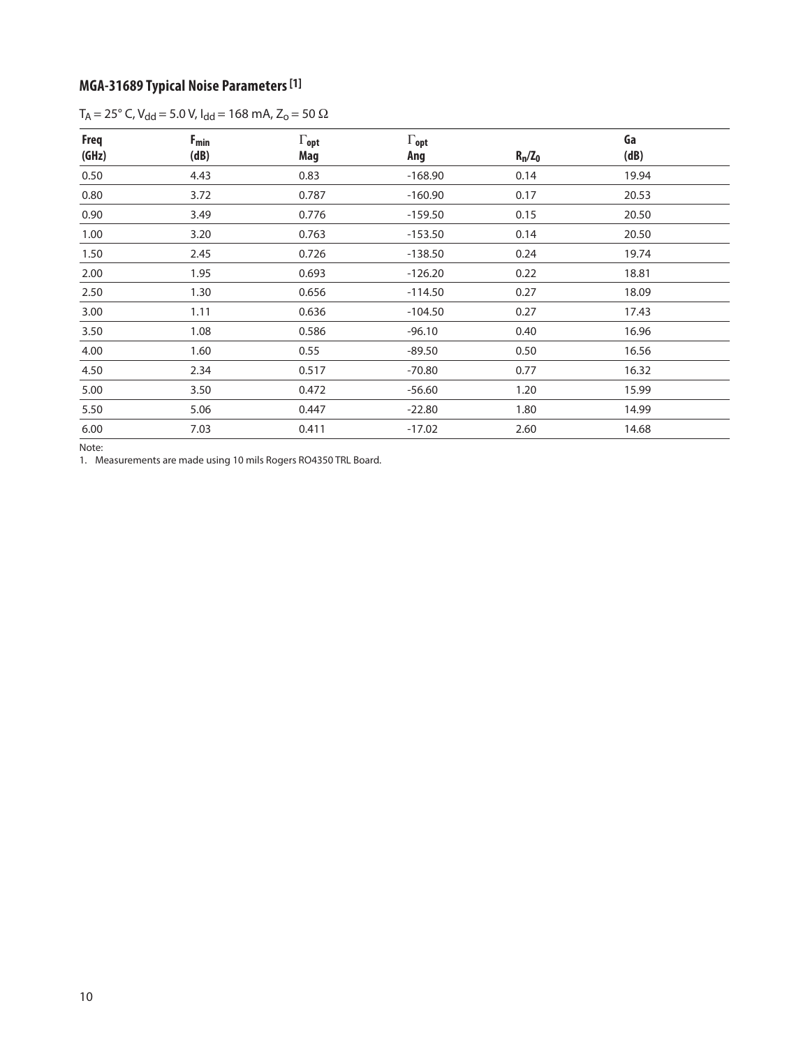## MGA-31689 Typical Noise Parameters [1]

$T_A = 25° C$, $V_{dd} = 5.0 V$, $I_{dd} = 168 mA$, $Z_o = 50 \Omega$

| Freq (GHz) | $F_{min}$ (dB) | $\Gamma_{opt}$ Mag | $\Gamma_{opt}$ Ang | $R_n/Z_0$ | Ga (dB) |
|---|---|---|---|---|---|
| 0.50 | 4.43 | 0.83 | -168.90 | 0.14 | 19.94 |
| 0.80 | 3.72 | 0.787 | -160.90 | 0.17 | 20.53 |
| 0.90 | 3.49 | 0.776 | -159.50 | 0.15 | 20.50 |
| 1.00 | 3.20 | 0.763 | -153.50 | 0.14 | 20.50 |
| 1.50 | 2.45 | 0.726 | -138.50 | 0.24 | 19.74 |
| 2.00 | 1.95 | 0.693 | -126.20 | 0.22 | 18.81 |
| 2.50 | 1.30 | 0.656 | -114.50 | 0.27 | 18.09 |
| 3.00 | 1.11 | 0.636 | -104.50 | 0.27 | 17.43 |
| 3.50 | 1.08 | 0.586 | -96.10 | 0.40 | 16.96 |
| 4.00 | 1.60 | 0.55 | -89.50 | 0.50 | 16.56 |
| 4.50 | 2.34 | 0.517 | -70.80 | 0.77 | 16.32 |
| 5.00 | 3.50 | 0.472 | -56.60 | 1.20 | 15.99 |
| 5.50 | 5.06 | 0.447 | -22.80 | 1.80 | 14.99 |
| 6.00 | 7.03 | 0.411 | -17.02 | 2.60 | 14.68 |

Note:
1. Measurements are made using 10 mils Rogers RO4350 TRL Board.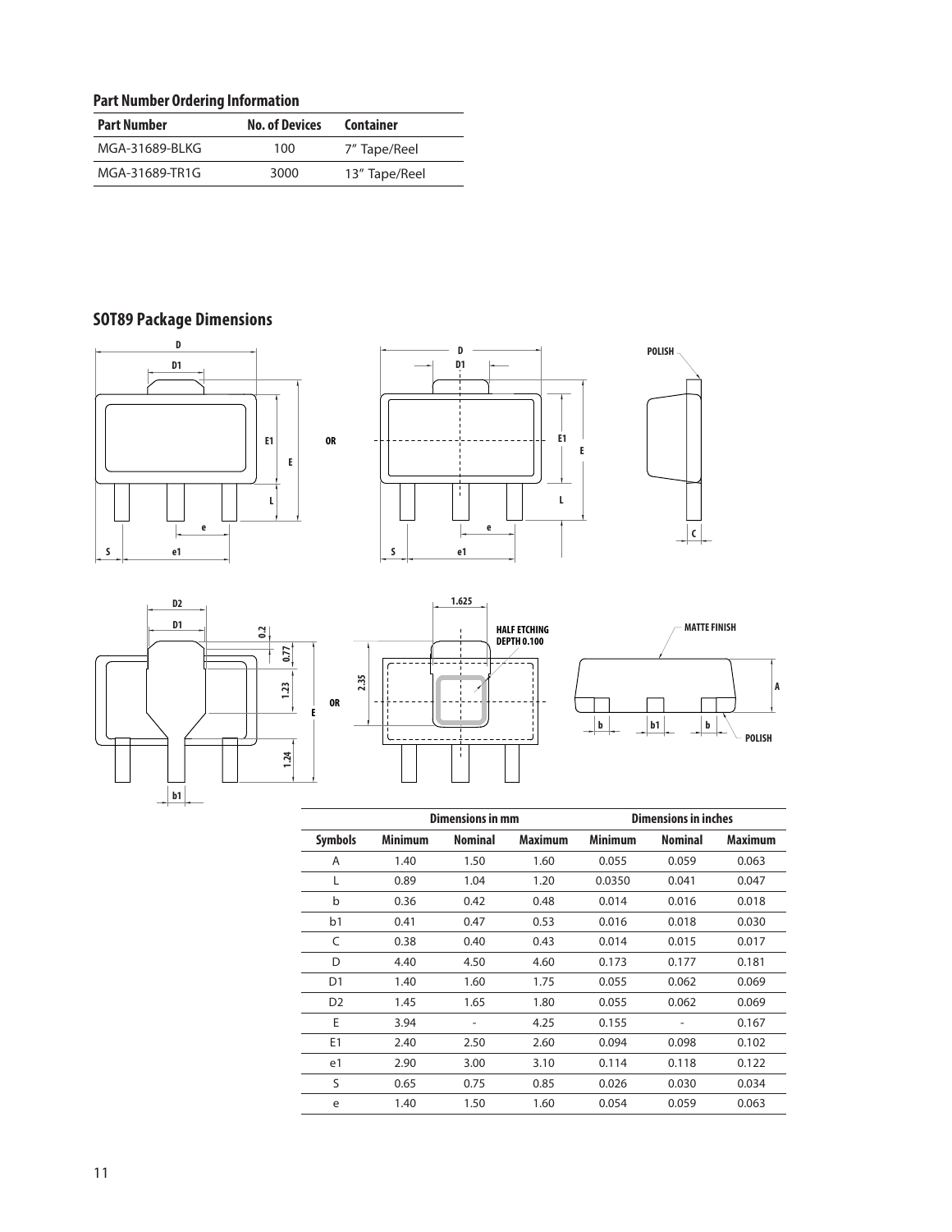## Part Number Ordering Information

| Part Number | No. of Devices | Container |
|---|---|---|
| MGA-31689-BLKG | 100 | 7" Tape/Reel |
| MGA-31689-TR1G | 3000 | 13" Tape/Reel |

## SOT89 Package Dimensions

| | Dimensions in mm | | | Dimensions in inches | | |
|---|---|---|---|---|---|---|
| Symbols | Minimum | Nominal | Maximum | Minimum | Nominal | Maximum |
| A | 1.40 | 1.50 | 1.60 | 0.055 | 0.059 | 0.063 |
| L | 0.89 | 1.04 | 1.20 | 0.0350 | 0.041 | 0.047 |
| b | 0.36 | 0.42 | 0.48 | 0.014 | 0.016 | 0.018 |
| b1 | 0.41 | 0.47 | 0.53 | 0.016 | 0.018 | 0.030 |
| C | 0.38 | 0.40 | 0.43 | 0.014 | 0.015 | 0.017 |
| D | 4.40 | 4.50 | 4.60 | 0.173 | 0.177 | 0.181 |
| D1 | 1.40 | 1.60 | 1.75 | 0.055 | 0.062 | 0.069 |
| D2 | 1.45 | 1.65 | 1.80 | 0.055 | 0.062 | 0.069 |
| E | 3.94 | - | 4.25 | 0.155 | - | 0.167 |
| E1 | 2.40 | 2.50 | 2.60 | 0.094 | 0.098 | 0.102 |
| e1 | 2.90 | 3.00 | 3.10 | 0.114 | 0.118 | 0.122 |
| S | 0.65 | 0.75 | 0.85 | 0.026 | 0.030 | 0.034 |
| e | 1.40 | 1.50 | 1.60 | 0.054 | 0.059 | 0.063 |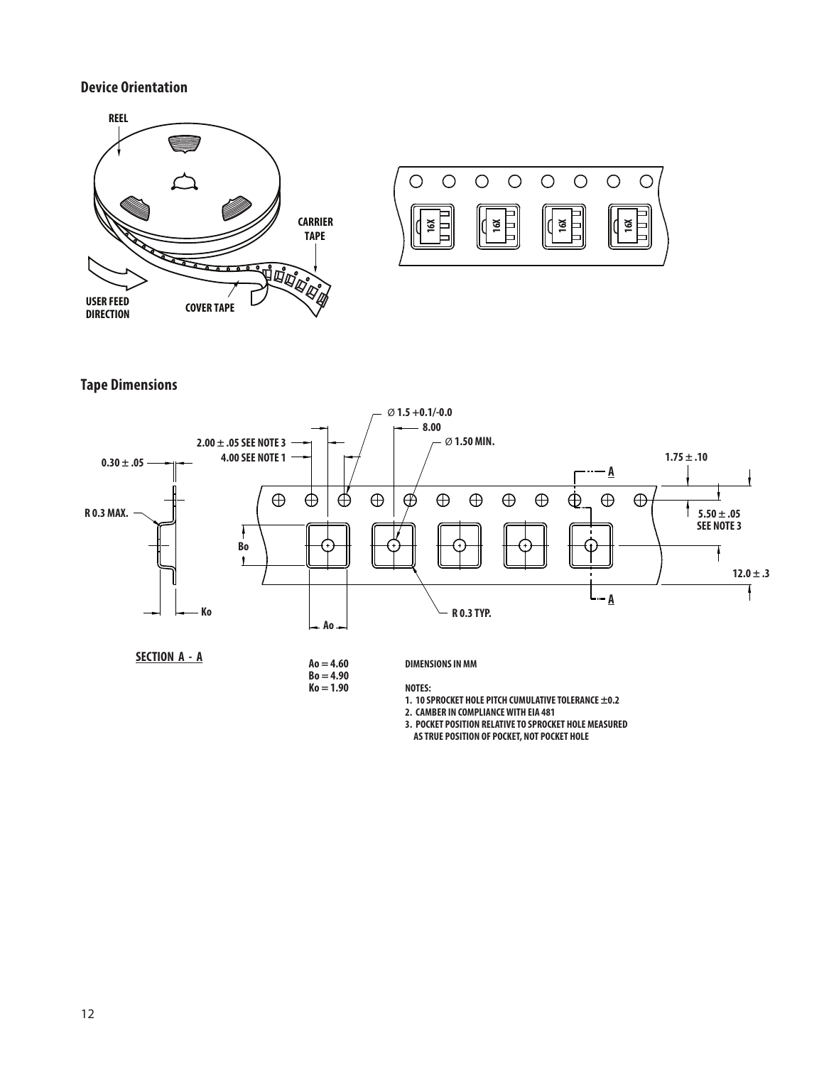## Device Orientation

REEL

CARRIER TAPE

USER FEED DIRECTION

COVER TAPE

16X 16X 16X 16X

## Tape Dimensions

Ø 1.5 +0.1/-0.0

8.00

2.00 ± .05 SEE NOTE 3

Ø 1.50 MIN.

4.00 SEE NOTE 1

0.30 ± .05

1.75 ± .10

R 0.3 MAX.

5.50 ± .05 SEE NOTE 3

Bo

12.0 ± .3

Ko

Ao

R 0.3 TYP.

SECTION A - A

Ao = 4.60
Bo = 4.90
Ko = 1.90

DIMENSIONS IN MM

NOTES:

1. 10 SPROCKET HOLE PITCH CUMULATIVE TOLERANCE ±0.2
2. CAMBER IN COMPLIANCE WITH EIA 481
3. POCKET POSITION RELATIVE TO SPROCKET HOLE MEASURED AS TRUE POSITION OF POCKET, NOT POCKET HOLE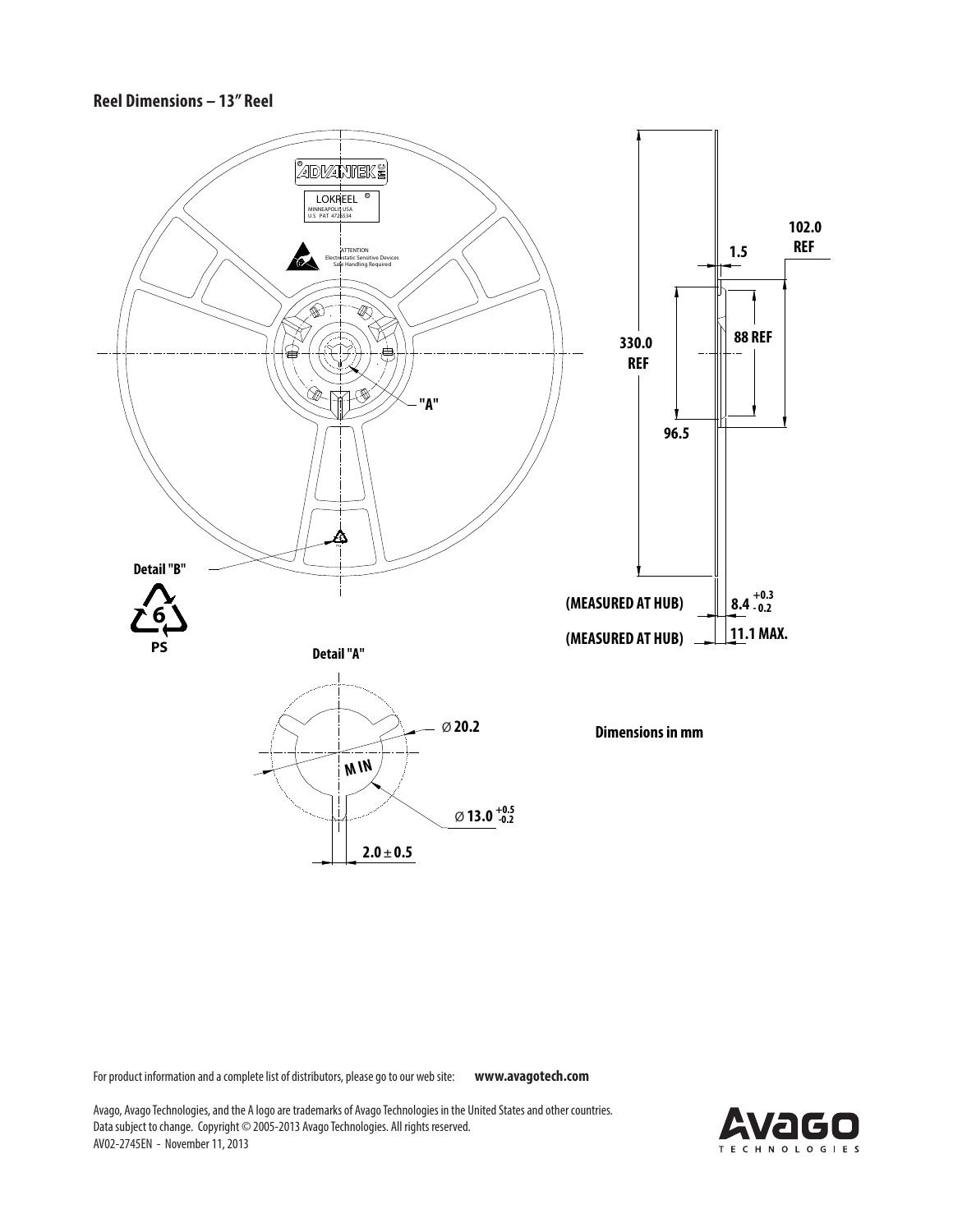## Reel Dimensions – 13" Reel

ADVANTEK INC.

LOKREEL

MINNEAPOLIS USA
U.S. PAT 4726534

ATTENTION
Electrostatic Sensitive Devices
Safe Handling Required

"A"

Detail "B"

6
PS

330.0
REF

1.5

102.0
REF

88 REF

96.5

(MEASURED AT HUB) 8.4 $^{+0.3}_{-0.2}$

(MEASURED AT HUB) 11.1 MAX.

Detail "A"

Ø 20.2

MIN

Ø 13.0 $^{+0.5}_{-0.2}$

2.0 ± 0.5

Dimensions in mm

For product information and a complete list of distributors, please go to our web site: **www.avagotech.com**

Avago, Avago Technologies, and the A logo are trademarks of Avago Technologies in the United States and other countries.
Data subject to change. Copyright © 2005-2013 Avago Technologies. All rights reserved.
AV02-2745EN - November 11, 2013